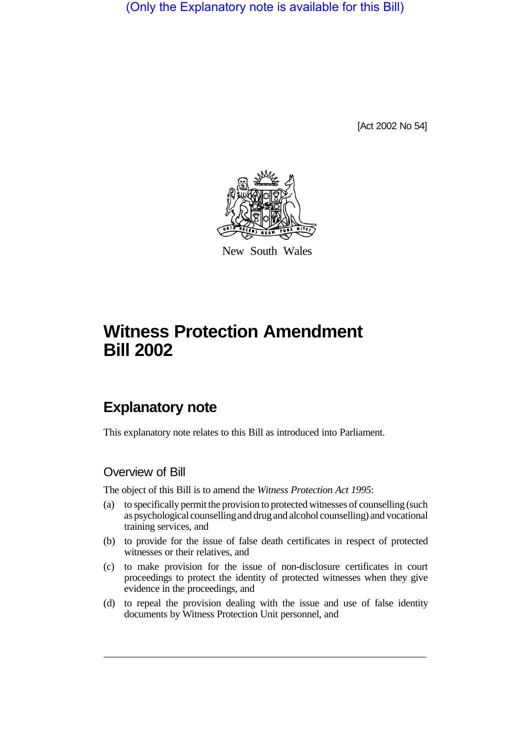(Only the Explanatory note is available for this Bill)

[Act 2002 No 54]

New South Wales

# Witness Protection Amendment Bill 2002

## Explanatory note

This explanatory note relates to this Bill as introduced into Parliament.

### Overview of Bill

The object of this Bill is to amend the *Witness Protection Act 1995*:

(a) to specifically permit the provision to protected witnesses of counselling (such as psychological counselling and drug and alcohol counselling) and vocational training services, and

(b) to provide for the issue of false death certificates in respect of protected witnesses or their relatives, and

(c) to make provision for the issue of non-disclosure certificates in court proceedings to protect the identity of protected witnesses when they give evidence in the proceedings, and

(d) to repeal the provision dealing with the issue and use of false identity documents by Witness Protection Unit personnel, and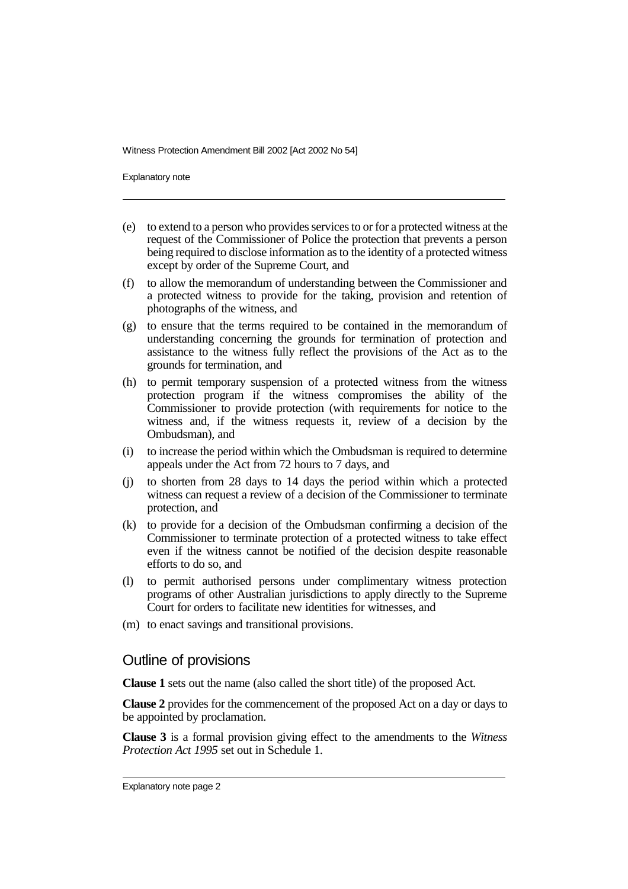(e) to extend to a person who provides services to or for a protected witness at the request of the Commissioner of Police the protection that prevents a person being required to disclose information as to the identity of a protected witness except by order of the Supreme Court, and

(f) to allow the memorandum of understanding between the Commissioner and a protected witness to provide for the taking, provision and retention of photographs of the witness, and

(g) to ensure that the terms required to be contained in the memorandum of understanding concerning the grounds for termination of protection and assistance to the witness fully reflect the provisions of the Act as to the grounds for termination, and

(h) to permit temporary suspension of a protected witness from the witness protection program if the witness compromises the ability of the Commissioner to provide protection (with requirements for notice to the witness and, if the witness requests it, review of a decision by the Ombudsman), and

(i) to increase the period within which the Ombudsman is required to determine appeals under the Act from 72 hours to 7 days, and

(j) to shorten from 28 days to 14 days the period within which a protected witness can request a review of a decision of the Commissioner to terminate protection, and

(k) to provide for a decision of the Ombudsman confirming a decision of the Commissioner to terminate protection of a protected witness to take effect even if the witness cannot be notified of the decision despite reasonable efforts to do so, and

(l) to permit authorised persons under complimentary witness protection programs of other Australian jurisdictions to apply directly to the Supreme Court for orders to facilitate new identities for witnesses, and

(m) to enact savings and transitional provisions.

## Outline of provisions

**Clause 1** sets out the name (also called the short title) of the proposed Act.

**Clause 2** provides for the commencement of the proposed Act on a day or days to be appointed by proclamation.

**Clause 3** is a formal provision giving effect to the amendments to the *Witness Protection Act 1995* set out in Schedule 1.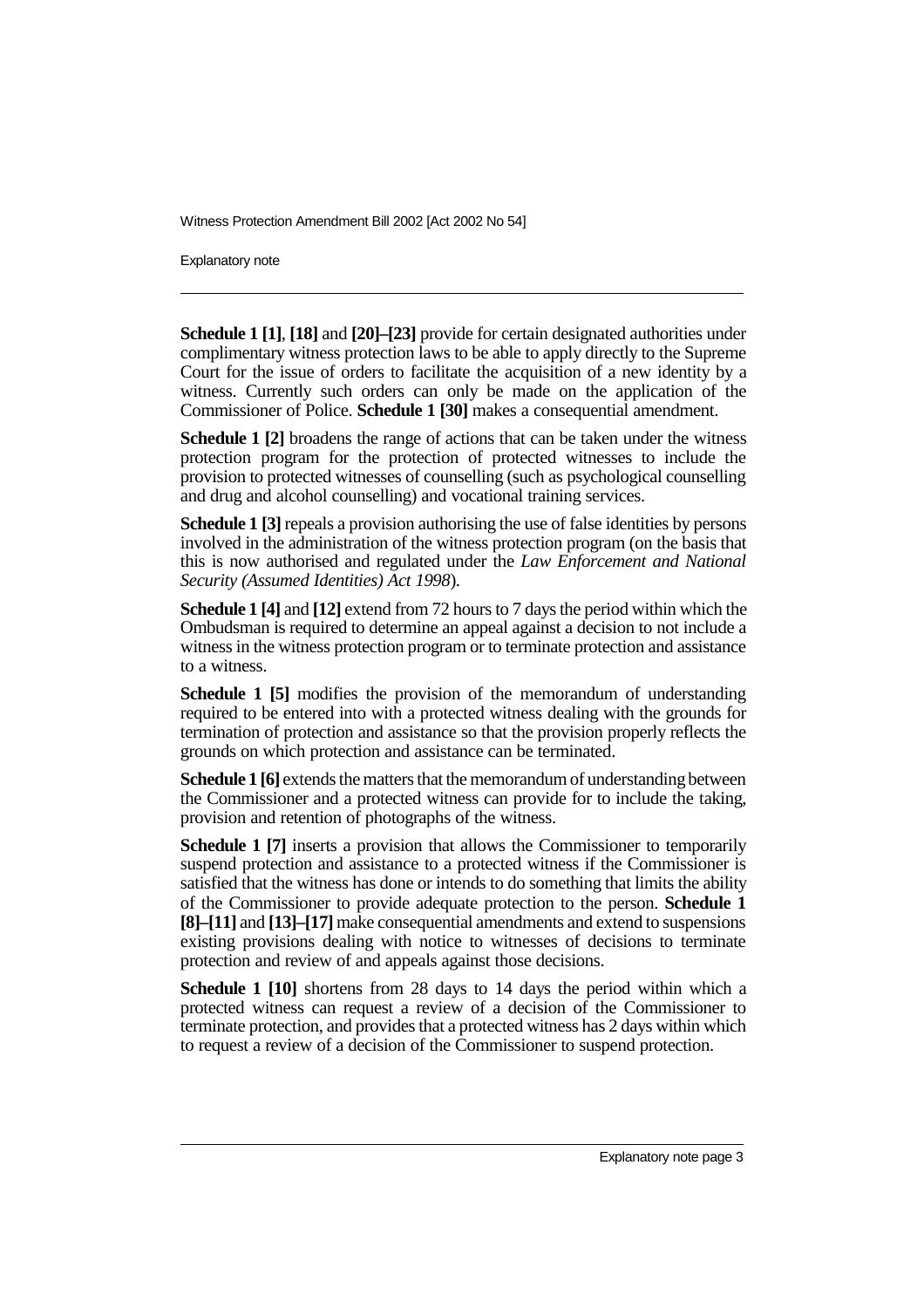**Schedule 1 [1]**, **[18]** and **[20]–[23]** provide for certain designated authorities under complimentary witness protection laws to be able to apply directly to the Supreme Court for the issue of orders to facilitate the acquisition of a new identity by a witness. Currently such orders can only be made on the application of the Commissioner of Police. **Schedule 1 [30]** makes a consequential amendment.

**Schedule 1 [2]** broadens the range of actions that can be taken under the witness protection program for the protection of protected witnesses to include the provision to protected witnesses of counselling (such as psychological counselling and drug and alcohol counselling) and vocational training services.

**Schedule 1 [3]** repeals a provision authorising the use of false identities by persons involved in the administration of the witness protection program (on the basis that this is now authorised and regulated under the *Law Enforcement and National Security (Assumed Identities) Act 1998*).

**Schedule 1 [4]** and **[12]** extend from 72 hours to 7 days the period within which the Ombudsman is required to determine an appeal against a decision to not include a witness in the witness protection program or to terminate protection and assistance to a witness.

**Schedule 1 [5]** modifies the provision of the memorandum of understanding required to be entered into with a protected witness dealing with the grounds for termination of protection and assistance so that the provision properly reflects the grounds on which protection and assistance can be terminated.

**Schedule 1 [6]** extends the matters that the memorandum of understanding between the Commissioner and a protected witness can provide for to include the taking, provision and retention of photographs of the witness.

**Schedule 1 [7]** inserts a provision that allows the Commissioner to temporarily suspend protection and assistance to a protected witness if the Commissioner is satisfied that the witness has done or intends to do something that limits the ability of the Commissioner to provide adequate protection to the person. **Schedule 1 [8]–[11]** and **[13]–[17]** make consequential amendments and extend to suspensions existing provisions dealing with notice to witnesses of decisions to terminate protection and review of and appeals against those decisions.

**Schedule 1 [10]** shortens from 28 days to 14 days the period within which a protected witness can request a review of a decision of the Commissioner to terminate protection, and provides that a protected witness has 2 days within which to request a review of a decision of the Commissioner to suspend protection.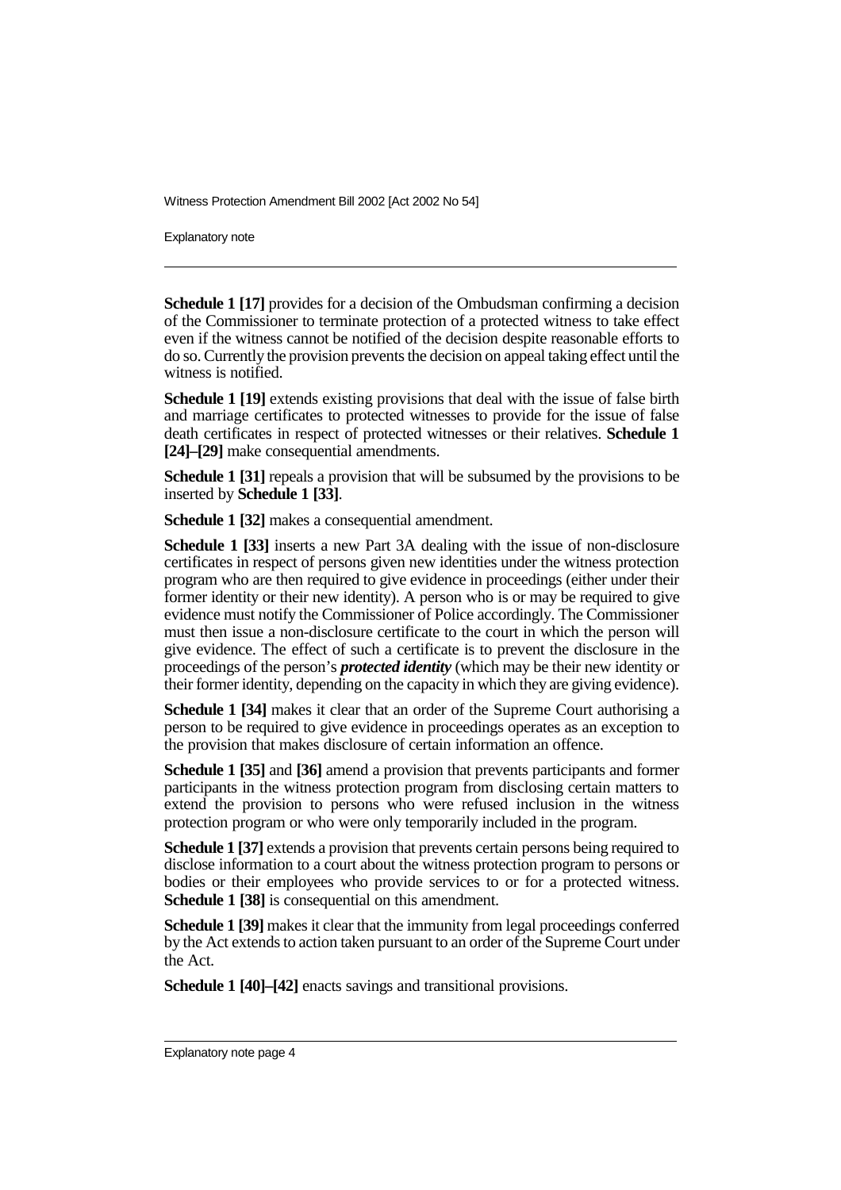**Schedule 1 [17]** provides for a decision of the Ombudsman confirming a decision of the Commissioner to terminate protection of a protected witness to take effect even if the witness cannot be notified of the decision despite reasonable efforts to do so. Currently the provision prevents the decision on appeal taking effect until the witness is notified.

**Schedule 1 [19]** extends existing provisions that deal with the issue of false birth and marriage certificates to protected witnesses to provide for the issue of false death certificates in respect of protected witnesses or their relatives. **Schedule 1 [24]–[29]** make consequential amendments.

**Schedule 1 [31]** repeals a provision that will be subsumed by the provisions to be inserted by **Schedule 1 [33]**.

**Schedule 1 [32]** makes a consequential amendment.

**Schedule 1 [33]** inserts a new Part 3A dealing with the issue of non-disclosure certificates in respect of persons given new identities under the witness protection program who are then required to give evidence in proceedings (either under their former identity or their new identity). A person who is or may be required to give evidence must notify the Commissioner of Police accordingly. The Commissioner must then issue a non-disclosure certificate to the court in which the person will give evidence. The effect of such a certificate is to prevent the disclosure in the proceedings of the person's ***protected identity*** (which may be their new identity or their former identity, depending on the capacity in which they are giving evidence).

**Schedule 1 [34]** makes it clear that an order of the Supreme Court authorising a person to be required to give evidence in proceedings operates as an exception to the provision that makes disclosure of certain information an offence.

**Schedule 1 [35]** and **[36]** amend a provision that prevents participants and former participants in the witness protection program from disclosing certain matters to extend the provision to persons who were refused inclusion in the witness protection program or who were only temporarily included in the program.

**Schedule 1 [37]** extends a provision that prevents certain persons being required to disclose information to a court about the witness protection program to persons or bodies or their employees who provide services to or for a protected witness. **Schedule 1 [38]** is consequential on this amendment.

**Schedule 1 [39]** makes it clear that the immunity from legal proceedings conferred by the Act extends to action taken pursuant to an order of the Supreme Court under the Act.

**Schedule 1 [40]–[42]** enacts savings and transitional provisions.